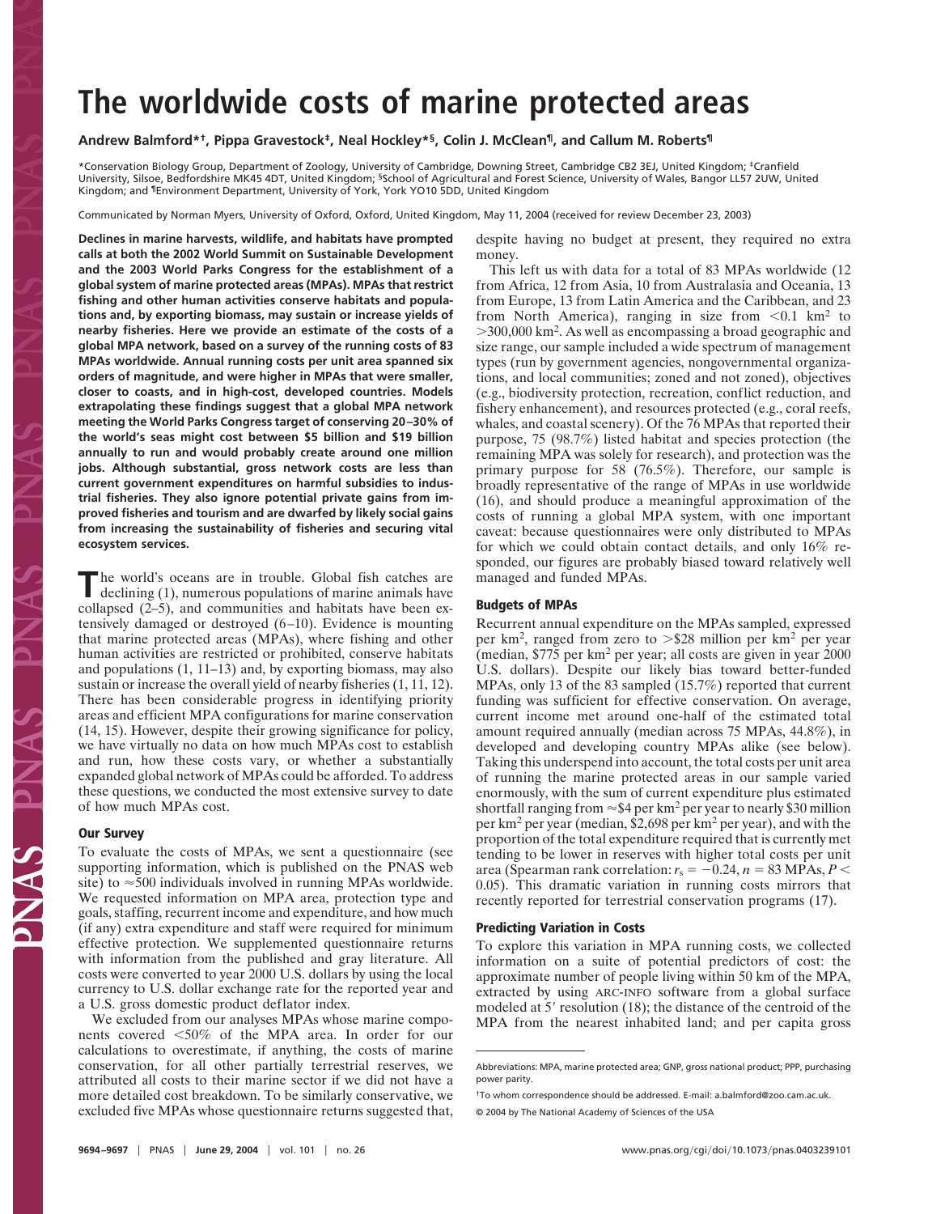# The worldwide costs of marine protected areas

**Andrew Balmford*†, Pippa Gravestock‡, Neal Hockley*§, Colin J. McClean¶, and Callum M. Roberts¶**

*Conservation Biology Group, Department of Zoology, University of Cambridge, Downing Street, Cambridge CB2 3EJ, United Kingdom; ‡Cranfield University, Silsoe, Bedfordshire MK45 4DT, United Kingdom; §School of Agricultural and Forest Science, University of Wales, Bangor LL57 2UW, United Kingdom; and ¶Environment Department, University of York, York YO10 5DD, United Kingdom

Communicated by Norman Myers, University of Oxford, Oxford, United Kingdom, May 11, 2004 (received for review December 23, 2003)

**Declines in marine harvests, wildlife, and habitats have prompted calls at both the 2002 World Summit on Sustainable Development and the 2003 World Parks Congress for the establishment of a global system of marine protected areas (MPAs). MPAs that restrict fishing and other human activities conserve habitats and populations and, by exporting biomass, may sustain or increase yields of nearby fisheries. Here we provide an estimate of the costs of a global MPA network, based on a survey of the running costs of 83 MPAs worldwide. Annual running costs per unit area spanned six orders of magnitude, and were higher in MPAs that were smaller, closer to coasts, and in high-cost, developed countries. Models extrapolating these findings suggest that a global MPA network meeting the World Parks Congress target of conserving 20–30% of the world's seas might cost between \$5 billion and \$19 billion annually to run and would probably create around one million jobs. Although substantial, gross network costs are less than current government expenditures on harmful subsidies to industrial fisheries. They also ignore potential private gains from improved fisheries and tourism and are dwarfed by likely social gains from increasing the sustainability of fisheries and securing vital ecosystem services.**

The world's oceans are in trouble. Global fish catches are declining (1), numerous populations of marine animals have collapsed (2–5), and communities and habitats have been extensively damaged or destroyed (6–10). Evidence is mounting that marine protected areas (MPAs), where fishing and other human activities are restricted or prohibited, conserve habitats and populations (1, 11–13) and, by exporting biomass, may also sustain or increase the overall yield of nearby fisheries (1, 11, 12). There has been considerable progress in identifying priority areas and efficient MPA configurations for marine conservation (14, 15). However, despite their growing significance for policy, we have virtually no data on how much MPAs cost to establish and run, how these costs vary, or whether a substantially expanded global network of MPAs could be afforded. To address these questions, we conducted the most extensive survey to date of how much MPAs cost.

## Our Survey

To evaluate the costs of MPAs, we sent a questionnaire (see supporting information, which is published on the PNAS web site) to ≈500 individuals involved in running MPAs worldwide. We requested information on MPA area, protection type and goals, staffing, recurrent income and expenditure, and how much (if any) extra expenditure and staff were required for minimum effective protection. We supplemented questionnaire returns with information from the published and gray literature. All costs were converted to year 2000 U.S. dollars by using the local currency to U.S. dollar exchange rate for the reported year and a U.S. gross domestic product deflator index.

We excluded from our analyses MPAs whose marine components covered <50% of the MPA area. In order for our calculations to overestimate, if anything, the costs of marine conservation, for all other partially terrestrial reserves, we attributed all costs to their marine sector if we did not have a more detailed cost breakdown. To be similarly conservative, we excluded five MPAs whose questionnaire returns suggested that, despite having no budget at present, they required no extra money.

This left us with data for a total of 83 MPAs worldwide (12 from Africa, 12 from Asia, 10 from Australasia and Oceania, 13 from Europe, 13 from Latin America and the Caribbean, and 23 from North America), ranging in size from <0.1 km$^2$ to >300,000 km$^2$. As well as encompassing a broad geographic and size range, our sample included a wide spectrum of management types (run by government agencies, nongovernmental organizations, and local communities; zoned and not zoned), objectives (e.g., biodiversity protection, recreation, conflict reduction, and fishery enhancement), and resources protected (e.g., coral reefs, whales, and coastal scenery). Of the 76 MPAs that reported their purpose, 75 (98.7%) listed habitat and species protection (the remaining MPA was solely for research), and protection was the primary purpose for 58 (76.5%). Therefore, our sample is broadly representative of the range of MPAs in use worldwide (16), and should produce a meaningful approximation of the costs of running a global MPA system, with one important caveat: because questionnaires were only distributed to MPAs for which we could obtain contact details, and only 16% responded, our figures are probably biased toward relatively well managed and funded MPAs.

## Budgets of MPAs

Recurrent annual expenditure on the MPAs sampled, expressed per km$^2$, ranged from zero to >\$28 million per km$^2$ per year (median, \$775 per km$^2$ per year; all costs are given in year 2000 U.S. dollars). Despite our likely bias toward better-funded MPAs, only 13 of the 83 sampled (15.7%) reported that current funding was sufficient for effective conservation. On average, current income met around one-half of the estimated total amount required annually (median across 75 MPAs, 44.8%), in developed and developing country MPAs alike (see below). Taking this underspend into account, the total costs per unit area of running the marine protected areas in our sample varied enormously, with the sum of current expenditure plus estimated shortfall ranging from ≈\$4 per km$^2$ per year to nearly \$30 million per km$^2$ per year (median, \$2,698 per km$^2$ per year), and with the proportion of the total expenditure required that is currently met tending to be lower in reserves with higher total costs per unit area (Spearman rank correlation: $r_s = -0.24$, $n = 83$ MPAs, $P < 0.05$). This dramatic variation in running costs mirrors that recently reported for terrestrial conservation programs (17).

## Predicting Variation in Costs

To explore this variation in MPA running costs, we collected information on a suite of potential predictors of cost: the approximate number of people living within 50 km of the MPA, extracted by using ARC-INFO software from a global surface modeled at 5′ resolution (18); the distance of the centroid of the MPA from the nearest inhabited land; and per capita gross

Abbreviations: MPA, marine protected area; GNP, gross national product; PPP, purchasing power parity.

†To whom correspondence should be addressed. E-mail: a.balmford@zoo.cam.ac.uk.

© 2004 by The National Academy of Sciences of the USA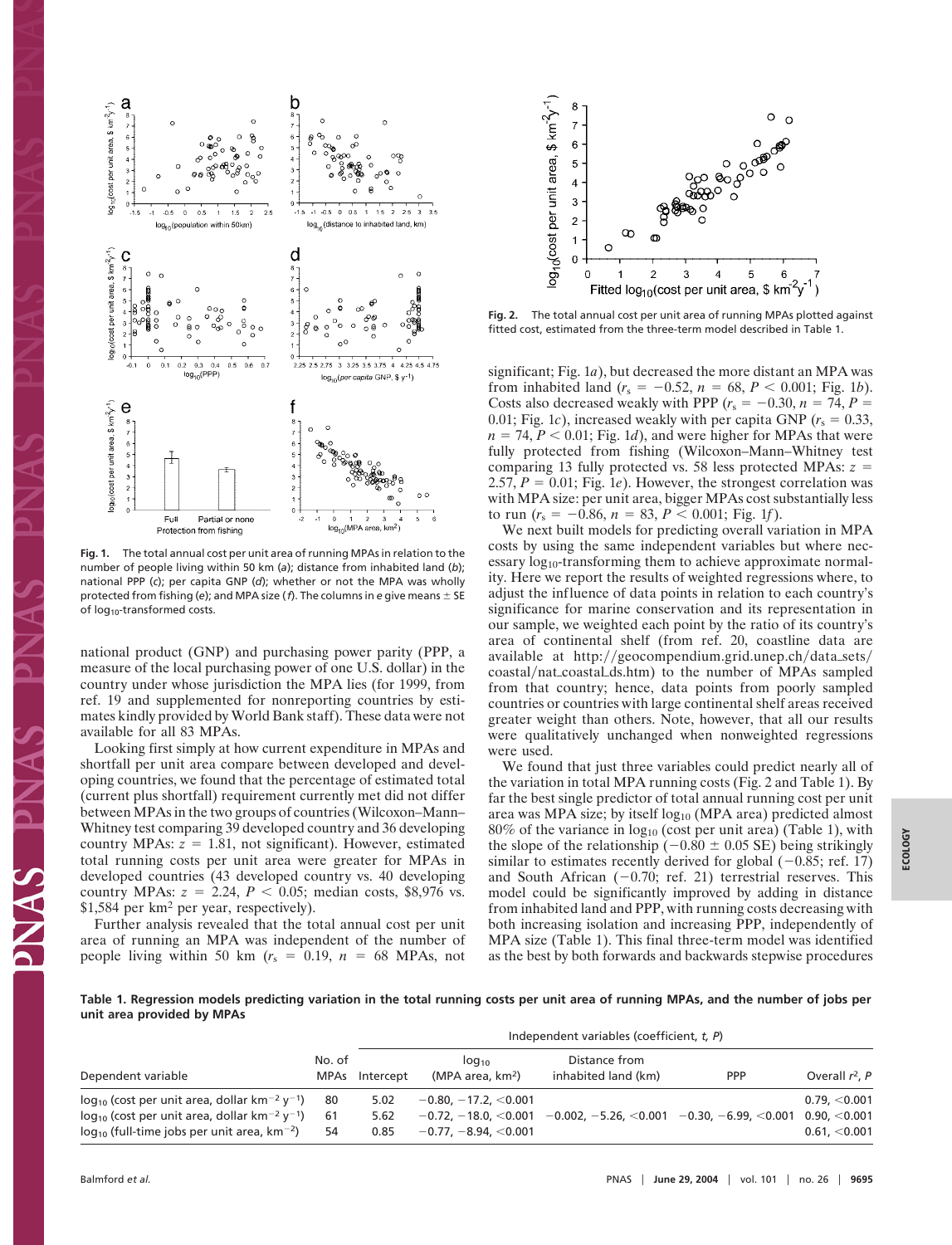Fig. 1. The total annual cost per unit area of running MPAs in relation to the number of people living within 50 km (*a*); distance from inhabited land (*b*); national PPP (*c*); per capita GNP (*d*); whether or not the MPA was wholly protected from fishing (*e*); and MPA size (*f*). The columns in e give means ± SE of $\log_{10}$-transformed costs.

Fig. 2. The total annual cost per unit area of running MPAs plotted against fitted cost, estimated from the three-term model described in Table 1.

national product (GNP) and purchasing power parity (PPP, a measure of the local purchasing power of one U.S. dollar) in the country under whose jurisdiction the MPA lies (for 1999, from ref. 19 and supplemented for nonreporting countries by estimates kindly provided by World Bank staff). These data were not available for all 83 MPAs.

Looking first simply at how current expenditure in MPAs and shortfall per unit area compare between developed and developing countries, we found that the percentage of estimated total (current plus shortfall) requirement currently met did not differ between MPAs in the two groups of countries (Wilcoxon–Mann–Whitney test comparing 39 developed country and 36 developing country MPAs: $z = 1.81$, not significant). However, estimated total running costs per unit area were greater for MPAs in developed countries (43 developed country vs. 40 developing country MPAs: $z = 2.24$, $P < 0.05$; median costs, \$8,976 vs. \$1,584 per km$^2$ per year, respectively).

Further analysis revealed that the total annual cost per unit area of running an MPA was independent of the number of people living within 50 km ($r_s = 0.19$, $n = 68$ MPAs, not significant; Fig. 1*a*), but decreased the more distant an MPA was from inhabited land ($r_s = -0.52$, $n = 68$, $P < 0.001$; Fig. 1*b*). Costs also decreased weakly with PPP ($r_s = -0.30$, $n = 74$, $P = 0.01$; Fig. 1*c*), increased weakly with per capita GNP ($r_s = 0.33$, $n = 74$, $P < 0.01$; Fig. 1*d*), and were higher for MPAs that were fully protected from fishing (Wilcoxon–Mann–Whitney test comparing 13 fully protected vs. 58 less protected MPAs: $z = 2.57$, $P = 0.01$; Fig. 1*e*). However, the strongest correlation was with MPA size: per unit area, bigger MPAs cost substantially less to run ($r_s = -0.86$, $n = 83$, $P < 0.001$; Fig. 1*f*).

We next built models for predicting overall variation in MPA costs by using the same independent variables but where necessary $\log_{10}$-transforming them to achieve approximate normality. Here we report the results of weighted regressions where, to adjust the influence of data points in relation to each country's significance for marine conservation and its representation in our sample, we weighted each point by the ratio of its country's area of continental shelf (from ref. 20, coastline data are available at http://geocompendium.grid.unep.ch/data_sets/coastal/nat_coastal_ds.htm) to the number of MPAs sampled from that country; hence, data points from poorly sampled countries or countries with large continental shelf areas received greater weight than others. Note, however, that all our results were qualitatively unchanged when nonweighted regressions were used.

We found that just three variables could predict nearly all of the variation in total MPA running costs (Fig. 2 and Table 1). By far the best single predictor of total annual running cost per unit area was MPA size; by itself $\log_{10}$ (MPA area) predicted almost 80% of the variance in $\log_{10}$ (cost per unit area) (Table 1), with the slope of the relationship ($-0.80 \pm 0.05$ SE) being strikingly similar to estimates recently derived for global ($-0.85$; ref. 17) and South African ($-0.70$; ref. 21) terrestrial reserves. This model could be significantly improved by adding in distance from inhabited land and PPP, with running costs decreasing with both increasing isolation and increasing PPP, independently of MPA size (Table 1). This final three-term model was identified as the best by both forwards and backwards stepwise procedures

**Table 1. Regression models predicting variation in the total running costs per unit area of running MPAs, and the number of jobs per unit area provided by MPAs**

| | | | Independent variables (coefficient, *t*, *P*) | | | |
|---|---|---|---|---|---|---|
| Dependent variable | No. of MPAs | Intercept | $\log_{10}$ (MPA area, km$^2$) | Distance from inhabited land (km) | PPP | Overall $r^2$, *P* |
| $\log_{10}$ (cost per unit area, dollar km$^{-2}$ y$^{-1}$) | 80 | 5.02 | $-0.80$, $-17.2$, $<0.001$ | | | 0.79, $<0.001$ |
| $\log_{10}$ (cost per unit area, dollar km$^{-2}$ y$^{-1}$) | 61 | 5.62 | $-0.72$, $-18.0$, $<0.001$ | $-0.002$, $-5.26$, $<0.001$ | $-0.30$, $-6.99$, $<0.001$ | 0.90, $<0.001$ |
| $\log_{10}$ (full-time jobs per unit area, km$^{-2}$) | 54 | 0.85 | $-0.77$, $-8.94$, $<0.001$ | | | 0.61, $<0.001$ |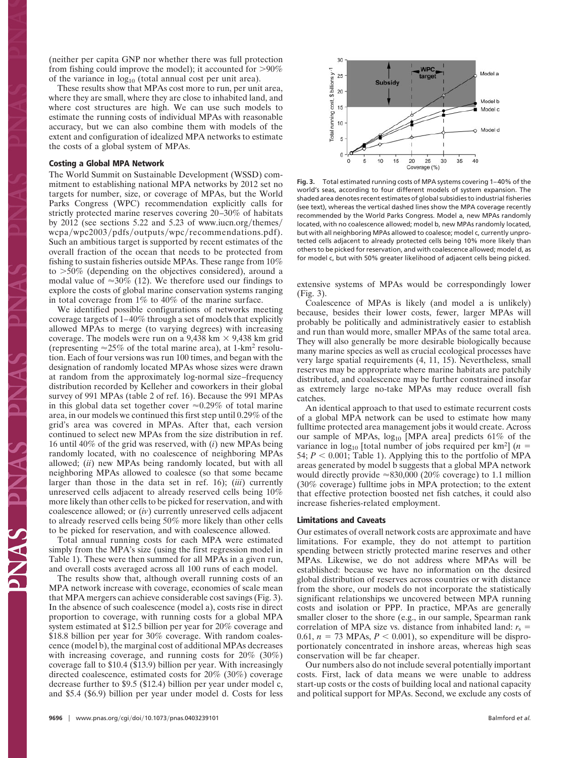(neither per capita GNP nor whether there was full protection from fishing could improve the model); it accounted for >90% of the variance in $\log_{10}$ (total annual cost per unit area).

These results show that MPAs cost more to run, per unit area, where they are small, where they are close to inhabited land, and where cost structures are high. We can use such models to estimate the running costs of individual MPAs with reasonable accuracy, but we can also combine them with models of the extent and configuration of idealized MPA networks to estimate the costs of a global system of MPAs.

## Costing a Global MPA Network

The World Summit on Sustainable Development (WSSD) commitment to establishing national MPA networks by 2012 set no targets for number, size, or coverage of MPAs, but the World Parks Congress (WPC) recommendation explicitly calls for strictly protected marine reserves covering 20–30% of habitats by 2012 (see sections 5.22 and 5.23 of www.iucn.org/themes/wcpa/wpc2003/pdfs/outputs/wpc/recommendations.pdf). Such an ambitious target is supported by recent estimates of the overall fraction of the ocean that needs to be protected from fishing to sustain fisheries outside MPAs. These range from 10% to >50% (depending on the objectives considered), around a modal value of ≈30% (12). We therefore used our findings to explore the costs of global marine conservation systems ranging in total coverage from 1% to 40% of the marine surface.

We identified possible configurations of networks meeting coverage targets of 1–40% through a set of models that explicitly allowed MPAs to merge (to varying degrees) with increasing coverage. The models were run on a 9,438 km × 9,438 km grid (representing ≈25% of the total marine area), at 1-km$^2$ resolution. Each of four versions was run 100 times, and began with the designation of randomly located MPAs whose sizes were drawn at random from the approximately log-normal size–frequency distribution recorded by Kelleher and coworkers in their global survey of 991 MPAs (table 2 of ref. 16). Because the 991 MPAs in this global data set together cover ≈0.29% of total marine area, in our models we continued this first step until 0.29% of the grid's area was covered in MPAs. After that, each version continued to select new MPAs from the size distribution in ref. 16 until 40% of the grid was reserved, with (*i*) new MPAs being randomly located, with no coalescence of neighboring MPAs allowed; (*ii*) new MPAs being randomly located, but with all neighboring MPAs allowed to coalesce (so that some became larger than those in the data set in ref. 16); (*iii*) currently unreserved cells adjacent to already reserved cells being 10% more likely than other cells to be picked for reservation, and with coalescence allowed; or (*iv*) currently unreserved cells adjacent to already reserved cells being 50% more likely than other cells to be picked for reservation, and with coalescence allowed.

Total annual running costs for each MPA were estimated simply from the MPA's size (using the first regression model in Table 1). These were then summed for all MPAs in a given run, and overall costs averaged across all 100 runs of each model.

The results show that, although overall running costs of an MPA network increase with coverage, economies of scale mean that MPA mergers can achieve considerable cost savings (Fig. 3). In the absence of such coalescence (model a), costs rise in direct proportion to coverage, with running costs for a global MPA system estimated at \$12.5 billion per year for 20% coverage and \$18.8 billion per year for 30% coverage. With random coalescence (model b), the marginal cost of additional MPAs decreases with increasing coverage, and running costs for 20% (30%) coverage fall to \$10.4 (\$13.9) billion per year. With increasingly directed coalescence, estimated costs for 20% (30%) coverage decrease further to \$9.5 (\$12.4) billion per year under model c, and \$5.4 (\$6.9) billion per year under model d. Costs for less extensive systems of MPAs would be correspondingly lower (Fig. 3).

**Fig. 3.** Total estimated running costs of MPA systems covering 1–40% of the world's seas, according to four different models of system expansion. The shaded area denotes recent estimates of global subsidies to industrial fisheries (see text), whereas the vertical dashed lines show the MPA coverage recently recommended by the World Parks Congress. Model a, new MPAs randomly located, with no coalescence allowed; model b, new MPAs randomly located, but with all neighboring MPAs allowed to coalesce; model c, currently unprotected cells adjacent to already protected cells being 10% more likely than others to be picked for reservation, and with coalescence allowed; model d, as for model c, but with 50% greater likelihood of adjacent cells being picked.

Coalescence of MPAs is likely (and model a is unlikely) because, besides their lower costs, fewer, larger MPAs will probably be politically and administratively easier to establish and run than would more, smaller MPAs of the same total area. They will also generally be more desirable biologically because many marine species as well as crucial ecological processes have very large spatial requirements (4, 11, 15). Nevertheless, small reserves may be appropriate where marine habitats are patchily distributed, and coalescence may be further constrained insofar as extremely large no-take MPAs may reduce overall fish catches.

An identical approach to that used to estimate recurrent costs of a global MPA network can be used to estimate how many fulltime protected area management jobs it would create. Across our sample of MPAs, $\log_{10}$ [MPA area] predicts 61% of the variance in $\log_{10}$ [total number of jobs required per km$^2$] ($n$ = 54; $P < 0.001$; Table 1). Applying this to the portfolio of MPA areas generated by model b suggests that a global MPA network would directly provide ≈830,000 (20% coverage) to 1.1 million (30% coverage) fulltime jobs in MPA protection; to the extent that effective protection boosted net fish catches, it could also increase fisheries-related employment.

## Limitations and Caveats

Our estimates of overall network costs are approximate and have limitations. For example, they do not attempt to partition spending between strictly protected marine reserves and other MPAs. Likewise, we do not address where MPAs will be established: because we have no information on the desired global distribution of reserves across countries or with distance from the shore, our models do not incorporate the statistically significant relationships we uncovered between MPA running costs and isolation or PPP. In practice, MPAs are generally smaller closer to the shore (e.g., in our sample, Spearman rank correlation of MPA size vs. distance from inhabited land: $r_s$ = 0.61, $n$ = 73 MPAs, $P < 0.001$), so expenditure will be disproportionately concentrated in inshore areas, whereas high seas conservation will be far cheaper.

Our numbers also do not include several potentially important costs. First, lack of data means we were unable to address start-up costs or the costs of building local and national capacity and political support for MPAs. Second, we exclude any costs of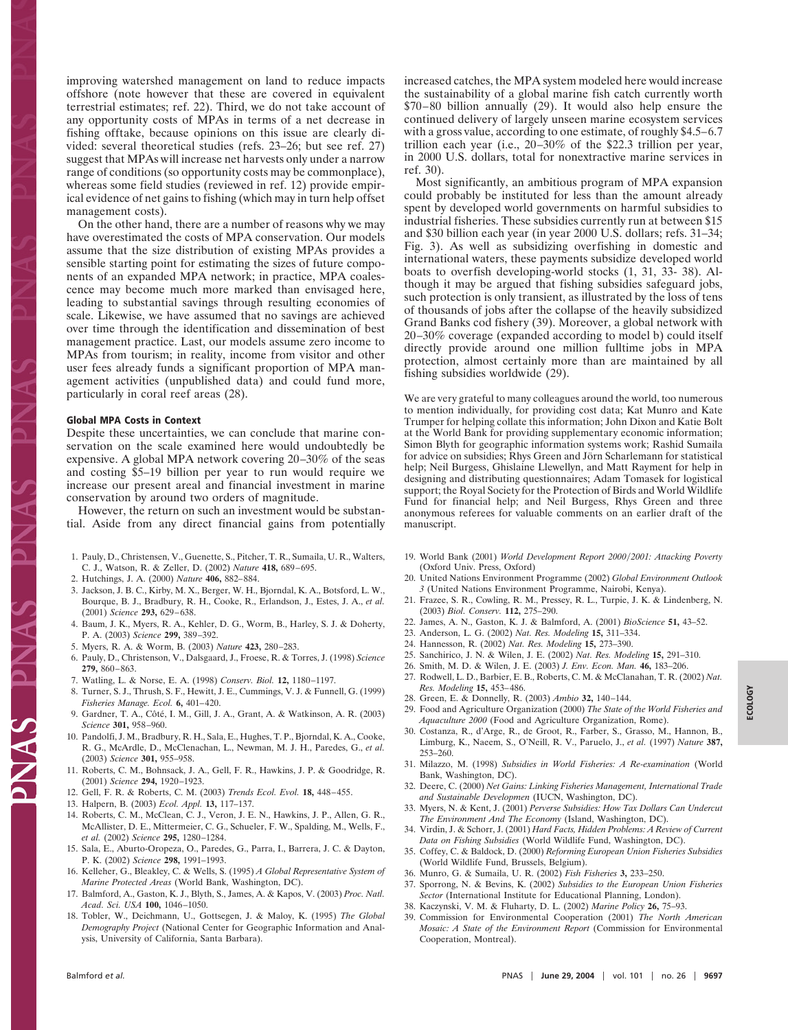improving watershed management on land to reduce impacts offshore (note however that these are covered in equivalent terrestrial estimates; ref. 22). Third, we do not take account of any opportunity costs of MPAs in terms of a net decrease in fishing offtake, because opinions on this issue are clearly divided: several theoretical studies (refs. 23–26; but see ref. 27) suggest that MPAs will increase net harvests only under a narrow range of conditions (so opportunity costs may be commonplace), whereas some field studies (reviewed in ref. 12) provide empirical evidence of net gains to fishing (which may in turn help offset management costs).

On the other hand, there are a number of reasons why we may have overestimated the costs of MPA conservation. Our models assume that the size distribution of existing MPAs provides a sensible starting point for estimating the sizes of future components of an expanded MPA network; in practice, MPA coalescence may become much more marked than envisaged here, leading to substantial savings through resulting economies of scale. Likewise, we have assumed that no savings are achieved over time through the identification and dissemination of best management practice. Last, our models assume zero income to MPAs from tourism; in reality, income from visitor and other user fees already funds a significant proportion of MPA management activities (unpublished data) and could fund more, particularly in coral reef areas (28).

### Global MPA Costs in Context

Despite these uncertainties, we can conclude that marine conservation on the scale examined here would undoubtedly be expensive. A global MPA network covering 20–30% of the seas and costing $5–19 billion per year to run would require we increase our present areal and financial investment in marine conservation by around two orders of magnitude.

However, the return on such an investment would be substantial. Aside from any direct financial gains from potentially increased catches, the MPA system modeled here would increase the sustainability of a global marine fish catch currently worth $70–80 billion annually (29). It would also help ensure the continued delivery of largely unseen marine ecosystem services with a gross value, according to one estimate, of roughly $4.5–6.7 trillion each year (i.e., 20–30% of the $22.3 trillion per year, in 2000 U.S. dollars, total for nonextractive marine services in ref. 30).

Most significantly, an ambitious program of MPA expansion could probably be instituted for less than the amount already spent by developed world governments on harmful subsidies to industrial fisheries. These subsidies currently run at between $15 and $30 billion each year (in year 2000 U.S. dollars; refs. 31–34; Fig. 3). As well as subsidizing overfishing in domestic and international waters, these payments subsidize developed world boats to overfish developing-world stocks (1, 31, 33- 38). Although it may be argued that fishing subsidies safeguard jobs, such protection is only transient, as illustrated by the loss of tens of thousands of jobs after the collapse of the heavily subsidized Grand Banks cod fishery (39). Moreover, a global network with 20–30% coverage (expanded according to model b) could itself directly provide around one million fulltime jobs in MPA protection, almost certainly more than are maintained by all fishing subsidies worldwide (29).

We are very grateful to many colleagues around the world, too numerous to mention individually, for providing cost data; Kat Munro and Kate Trumper for helping collate this information; John Dixon and Katie Bolt at the World Bank for providing supplementary economic information; Simon Blyth for geographic information systems work; Rashid Sumaila for advice on subsidies; Rhys Green and Jörn Scharlemann for statistical help; Neil Burgess, Ghislaine Llewellyn, and Matt Rayment for help in designing and distributing questionnaires; Adam Tomasek for logistical support; the Royal Society for the Protection of Birds and World Wildlife Fund for financial help; and Neil Burgess, Rhys Green and three anonymous referees for valuable comments on an earlier draft of the manuscript.

1. Pauly, D., Christensen, V., Guenette, S., Pitcher, T. R., Sumaila, U. R., Walters, C. J., Watson, R. & Zeller, D. (2002) *Nature* **418,** 689–695.
2. Hutchings, J. A. (2000) *Nature* **406,** 882–884.
3. Jackson, J. B. C., Kirby, M. X., Berger, W. H., Bjorndal, K. A., Botsford, L. W., Bourque, B. J., Bradbury, R. H., Cooke, R., Erlandson, J., Estes, J. A., *et al.* (2001) *Science* **293,** 629–638.
4. Baum, J. K., Myers, R. A., Kehler, D. G., Worm, B., Harley, S. J. & Doherty, P. A. (2003) *Science* **299,** 389–392.
5. Myers, R. A. & Worm, B. (2003) *Nature* **423,** 280–283.
6. Pauly, D., Christenson, V., Dalsgaard, J., Froese, R. & Torres, J. (1998) *Science* **279,** 860–863.
7. Watling, L. & Norse, E. A. (1998) *Conserv. Biol.* **12,** 1180–1197.
8. Turner, S. J., Thrush, S. F., Hewitt, J. E., Cummings, V. J. & Funnell, G. (1999) *Fisheries Manage. Ecol.* **6,** 401–420.
9. Gardner, T. A., Côté, I. M., Gill, J. A., Grant, A. & Watkinson, A. R. (2003) *Science* **301,** 958–960.
10. Pandolfi, J. M., Bradbury, R. H., Sala, E., Hughes, T. P., Bjorndal, K. A., Cooke, R. G., McArdle, D., McClenachan, L., Newman, M. J. H., Paredes, G., *et al.* (2003) *Science* **301,** 955–958.
11. Roberts, C. M., Bohnsack, J. A., Gell, F. R., Hawkins, J. P. & Goodridge, R. (2001) *Science* **294,** 1920–1923.
12. Gell, F. R. & Roberts, C. M. (2003) *Trends Ecol. Evol.* **18,** 448–455.
13. Halpern, B. (2003) *Ecol. Appl.* **13,** 117–137.
14. Roberts, C. M., McClean, C. J., Veron, J. E. N., Hawkins, J. P., Allen, G. R., McAllister, D. E., Mittermeier, C. G., Schueler, F. W., Spalding, M., Wells, F., *et al.* (2002) *Science* **295,** 1280–1284.
15. Sala, E., Aburto-Oropeza, O., Paredes, G., Parra, I., Barrera, J. C. & Dayton, P. K. (2002) *Science* **298,** 1991–1993.
16. Kelleher, G., Bleakley, C. & Wells, S. (1995) *A Global Representative System of Marine Protected Areas* (World Bank, Washington, DC).
17. Balmford, A., Gaston, K. J., Blyth, S., James, A. & Kapos, V. (2003) *Proc. Natl. Acad. Sci. USA* **100,** 1046–1050.
18. Tobler, W., Deichmann, U., Gottsegen, J. & Maloy, K. (1995) *The Global Demography Project* (National Center for Geographic Information and Analysis, University of California, Santa Barbara).
19. World Bank (2001) *World Development Report 2000/2001: Attacking Poverty* (Oxford Univ. Press, Oxford)
20. United Nations Environment Programme (2002) *Global Environment Outlook 3* (United Nations Environment Programme, Nairobi, Kenya).
21. Frazee, S. R., Cowling, R. M., Pressey, R. L., Turpie, J. K. & Lindenberg, N. (2003) *Biol. Conserv.* **112,** 275–290.
22. James, A. N., Gaston, K. J. & Balmford, A. (2001) *BioScience* **51,** 43–52.
23. Anderson, L. G. (2002) *Nat. Res. Modeling* **15,** 311–334.
24. Hannesson, R. (2002) *Nat. Res. Modeling* **15,** 273–390.
25. Sanchirico, J. N. & Wilen, J. E. (2002) *Nat. Res. Modeling* **15,** 291–310.
26. Smith, M. D. & Wilen, J. E. (2003) *J. Env. Econ. Man.* **46,** 183–206.
27. Rodwell, L. D., Barbier, E. B., Roberts, C. M. & McClanahan, T. R. (2002) *Nat. Res. Modeling* **15,** 453–486.
28. Green, E. & Donnelly, R. (2003) *Ambio* **32,** 140–144.
29. Food and Agriculture Organization (2000) *The State of the World Fisheries and Aquaculture 2000* (Food and Agriculture Organization, Rome).
30. Costanza, R., d'Arge, R., de Groot, R., Farber, S., Grasso, M., Hannon, B., Limburg, K., Naeem, S., O'Neill, R. V., Paruelo, J., *et al.* (1997) *Nature* **387,** 253–260.
31. Milazzo, M. (1998) *Subsidies in World Fisheries: A Re-examination* (World Bank, Washington, DC).
32. Deere, C. (2000) *Net Gains: Linking Fisheries Management, International Trade and Sustainable Developmen* (IUCN, Washington, DC).
33. Myers, N. & Kent, J. (2001) *Perverse Subsidies: How Tax Dollars Can Undercut The Environment And The Economy* (Island, Washington, DC).
34. Virdin, J. & Schorr, J. (2001) *Hard Facts, Hidden Problems: A Review of Current Data on Fishing Subsidies* (World Wildlife Fund, Washington, DC).
35. Coffey, C. & Baldock, D. (2000) *Reforming European Union Fisheries Subsidies* (World Wildlife Fund, Brussels, Belgium).
36. Munro, G. & Sumaila, U. R. (2002) *Fish Fisheries* **3,** 233–250.
37. Sporrong, N. & Bevins, K. (2002) *Subsidies to the European Union Fisheries Sector* (International Institute for Educational Planning, London).
38. Kaczynski, V. M. & Fluharty, D. L. (2002) *Marine Policy* **26,** 75–93.
39. Commission for Environmental Cooperation (2001) *The North American Mosaic: A State of the Environment Report* (Commission for Environmental Cooperation, Montreal).